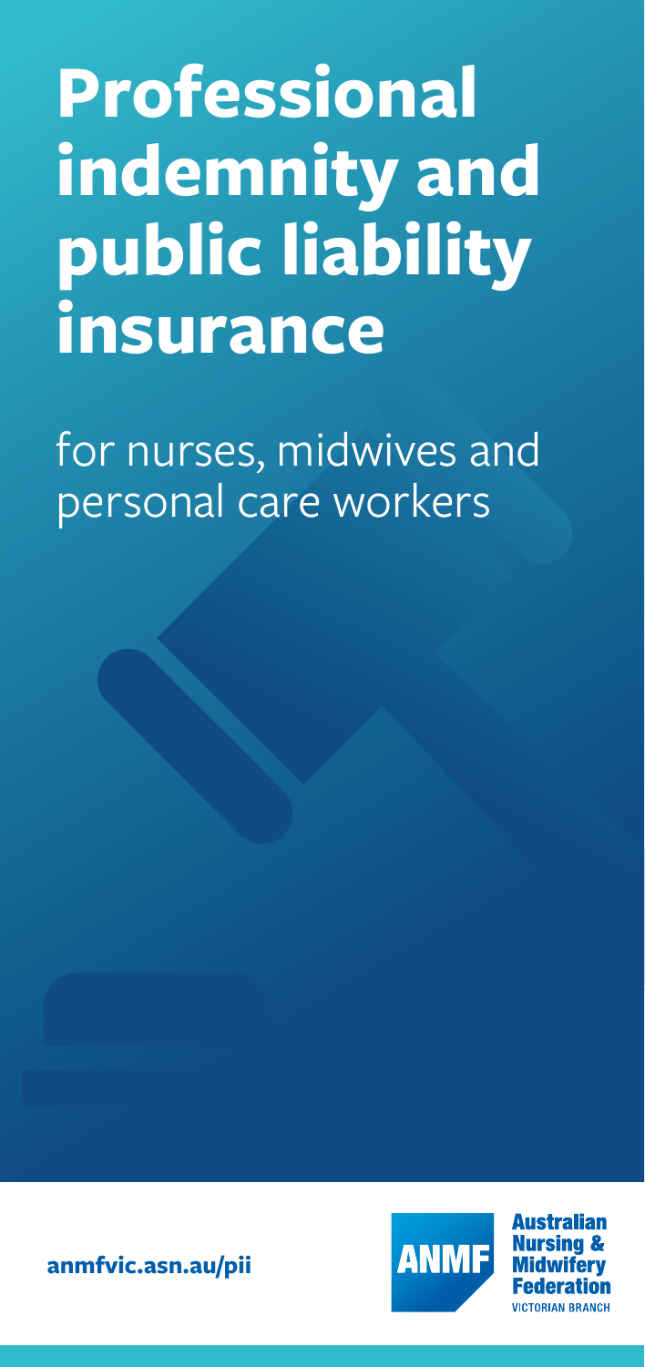# Professional indemnity and public liability insurance

for nurses, midwives and personal care workers

**anmfvic.asn.au/pii**

ANMF Australian Nursing & Midwifery Federation VICTORIAN BRANCH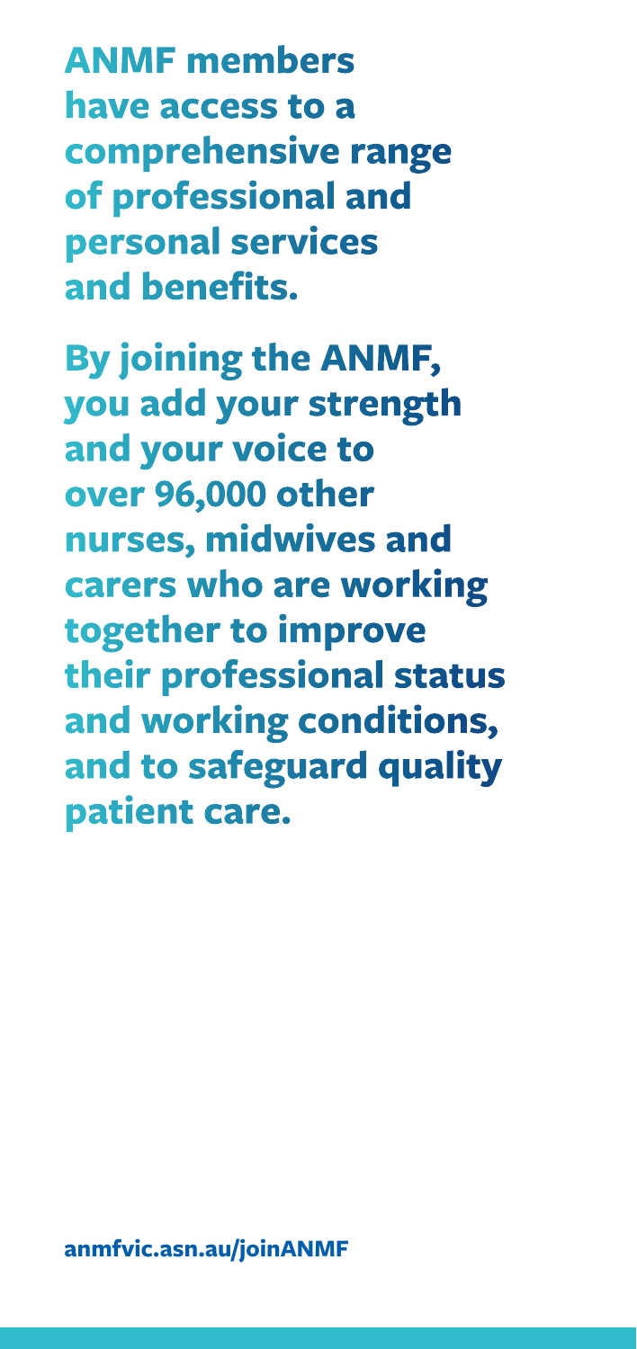**ANMF members have access to a comprehensive range of professional and personal services and benefits.**

**By joining the ANMF, you add your strength and your voice to over 96,000 other nurses, midwives and carers who are working together to improve their professional status and working conditions, and to safeguard quality patient care.**

**anmfvic.asn.au/joinANMF**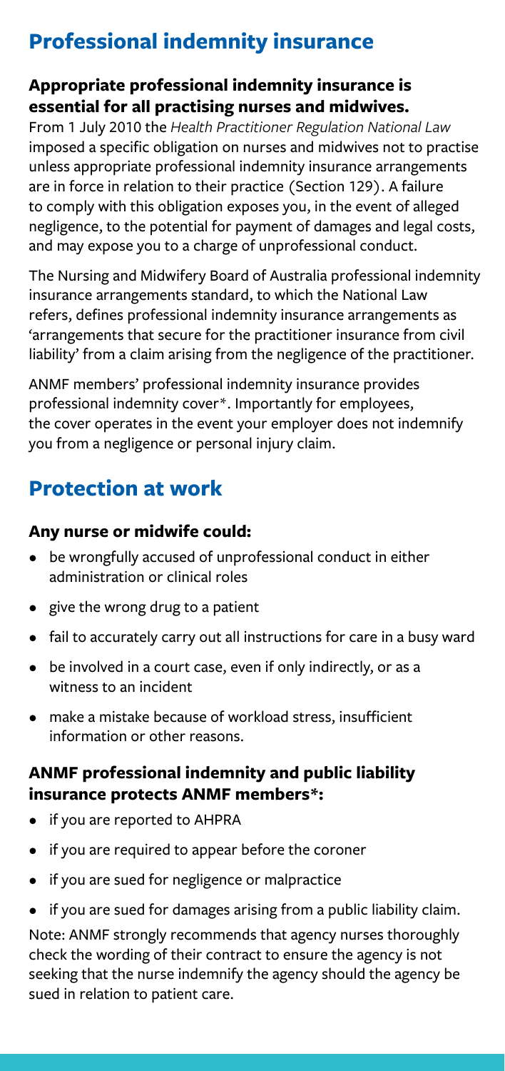# Professional indemnity insurance

**Appropriate professional indemnity insurance is essential for all practising nurses and midwives.**

From 1 July 2010 the *Health Practitioner Regulation National Law* imposed a specific obligation on nurses and midwives not to practise unless appropriate professional indemnity insurance arrangements are in force in relation to their practice (Section 129). A failure to comply with this obligation exposes you, in the event of alleged negligence, to the potential for payment of damages and legal costs, and may expose you to a charge of unprofessional conduct.

The Nursing and Midwifery Board of Australia professional indemnity insurance arrangements standard, to which the National Law refers, defines professional indemnity insurance arrangements as 'arrangements that secure for the practitioner insurance from civil liability' from a claim arising from the negligence of the practitioner.

ANMF members' professional indemnity insurance provides professional indemnity cover*. Importantly for employees, the cover operates in the event your employer does not indemnify you from a negligence or personal injury claim.

# Protection at work

### Any nurse or midwife could:

- be wrongfully accused of unprofessional conduct in either administration or clinical roles
- give the wrong drug to a patient
- fail to accurately carry out all instructions for care in a busy ward
- be involved in a court case, even if only indirectly, or as a witness to an incident
- make a mistake because of workload stress, insufficient information or other reasons.

### ANMF professional indemnity and public liability insurance protects ANMF members*:

- if you are reported to AHPRA
- if you are required to appear before the coroner
- if you are sued for negligence or malpractice
- if you are sued for damages arising from a public liability claim.

Note: ANMF strongly recommends that agency nurses thoroughly check the wording of their contract to ensure the agency is not seeking that the nurse indemnify the agency should the agency be sued in relation to patient care.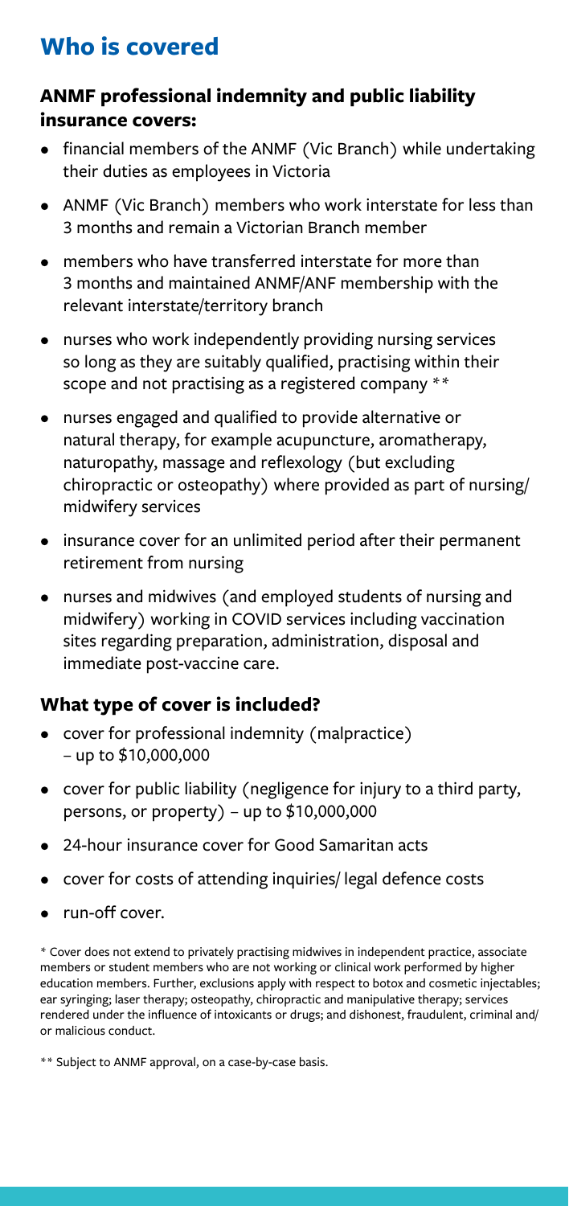# Who is covered

## ANMF professional indemnity and public liability insurance covers:

- financial members of the ANMF (Vic Branch) while undertaking their duties as employees in Victoria
- ANMF (Vic Branch) members who work interstate for less than 3 months and remain a Victorian Branch member
- members who have transferred interstate for more than 3 months and maintained ANMF/ANF membership with the relevant interstate/territory branch
- nurses who work independently providing nursing services so long as they are suitably qualified, practising within their scope and not practising as a registered company **
- nurses engaged and qualified to provide alternative or natural therapy, for example acupuncture, aromatherapy, naturopathy, massage and reflexology (but excluding chiropractic or osteopathy) where provided as part of nursing/midwifery services
- insurance cover for an unlimited period after their permanent retirement from nursing
- nurses and midwives (and employed students of nursing and midwifery) working in COVID services including vaccination sites regarding preparation, administration, disposal and immediate post-vaccine care.

## What type of cover is included?

- cover for professional indemnity (malpractice) – up to $10,000,000
- cover for public liability (negligence for injury to a third party, persons, or property) – up to $10,000,000
- 24-hour insurance cover for Good Samaritan acts
- cover for costs of attending inquiries/ legal defence costs
- run-off cover.

* Cover does not extend to privately practising midwives in independent practice, associate members or student members who are not working or clinical work performed by higher education members. Further, exclusions apply with respect to botox and cosmetic injectables; ear syringing; laser therapy; osteopathy, chiropractic and manipulative therapy; services rendered under the influence of intoxicants or drugs; and dishonest, fraudulent, criminal and/or malicious conduct.

** Subject to ANMF approval, on a case-by-case basis.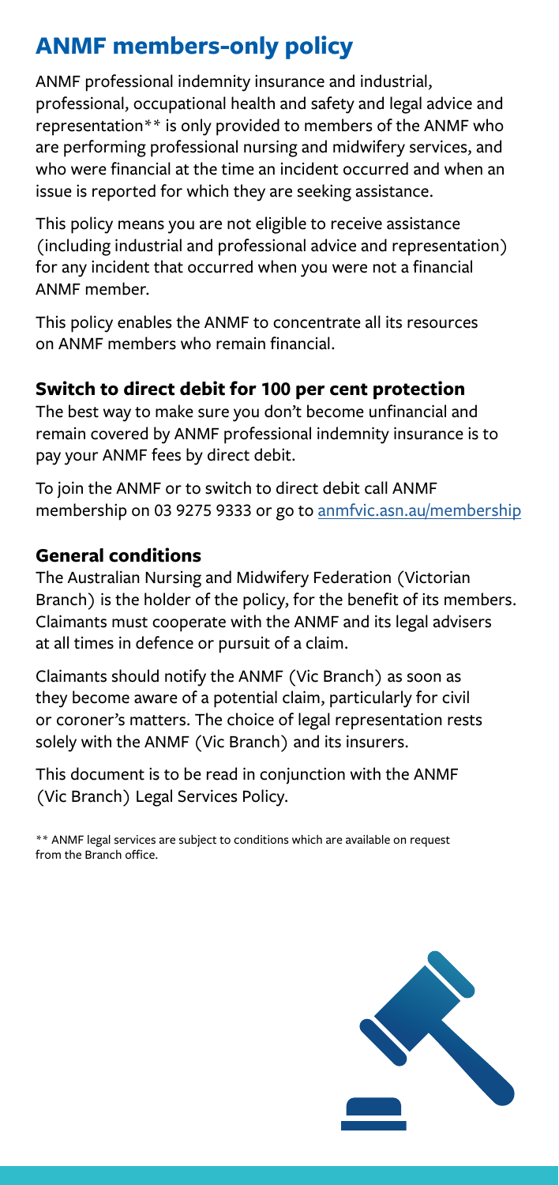# ANMF members-only policy

ANMF professional indemnity insurance and industrial, professional, occupational health and safety and legal advice and representation** is only provided to members of the ANMF who are performing professional nursing and midwifery services, and who were financial at the time an incident occurred and when an issue is reported for which they are seeking assistance.

This policy means you are not eligible to receive assistance (including industrial and professional advice and representation) for any incident that occurred when you were not a financial ANMF member.

This policy enables the ANMF to concentrate all its resources on ANMF members who remain financial.

### Switch to direct debit for 100 per cent protection

The best way to make sure you don't become unfinancial and remain covered by ANMF professional indemnity insurance is to pay your ANMF fees by direct debit.

To join the ANMF or to switch to direct debit call ANMF membership on 03 9275 9333 or go to anmfvic.asn.au/membership

### General conditions

The Australian Nursing and Midwifery Federation (Victorian Branch) is the holder of the policy, for the benefit of its members. Claimants must cooperate with the ANMF and its legal advisers at all times in defence or pursuit of a claim.

Claimants should notify the ANMF (Vic Branch) as soon as they become aware of a potential claim, particularly for civil or coroner's matters. The choice of legal representation rests solely with the ANMF (Vic Branch) and its insurers.

This document is to be read in conjunction with the ANMF (Vic Branch) Legal Services Policy.

** ANMF legal services are subject to conditions which are available on request from the Branch office.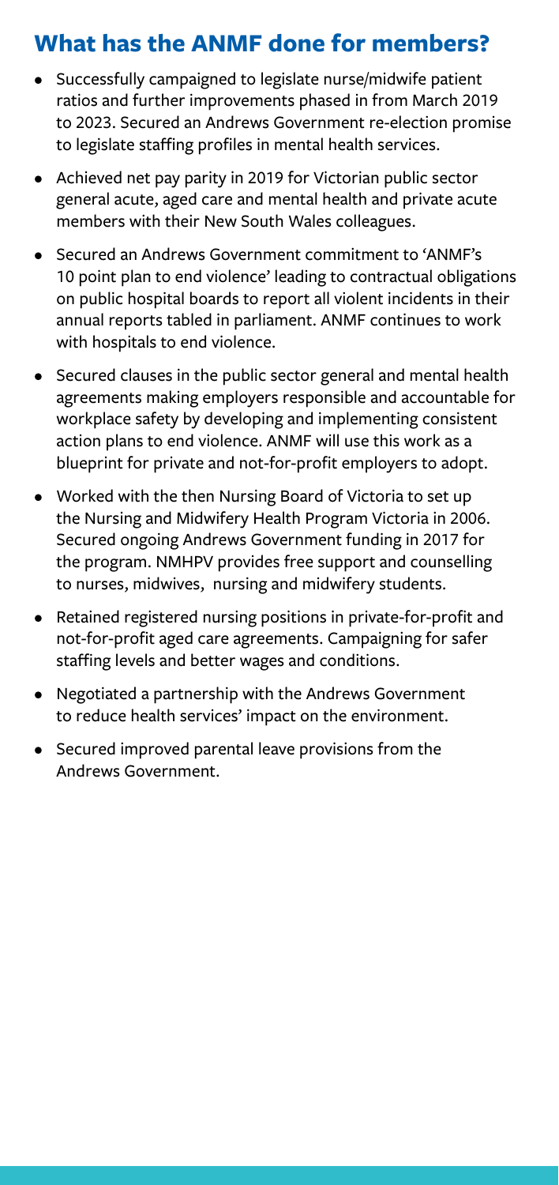## What has the ANMF done for members?

- Successfully campaigned to legislate nurse/midwife patient ratios and further improvements phased in from March 2019 to 2023. Secured an Andrews Government re-election promise to legislate staffing profiles in mental health services.
- Achieved net pay parity in 2019 for Victorian public sector general acute, aged care and mental health and private acute members with their New South Wales colleagues.
- Secured an Andrews Government commitment to 'ANMF's 10 point plan to end violence' leading to contractual obligations on public hospital boards to report all violent incidents in their annual reports tabled in parliament. ANMF continues to work with hospitals to end violence.
- Secured clauses in the public sector general and mental health agreements making employers responsible and accountable for workplace safety by developing and implementing consistent action plans to end violence. ANMF will use this work as a blueprint for private and not-for-profit employers to adopt.
- Worked with the then Nursing Board of Victoria to set up the Nursing and Midwifery Health Program Victoria in 2006. Secured ongoing Andrews Government funding in 2017 for the program. NMHPV provides free support and counselling to nurses, midwives, nursing and midwifery students.
- Retained registered nursing positions in private-for-profit and not-for-profit aged care agreements. Campaigning for safer staffing levels and better wages and conditions.
- Negotiated a partnership with the Andrews Government to reduce health services' impact on the environment.
- Secured improved parental leave provisions from the Andrews Government.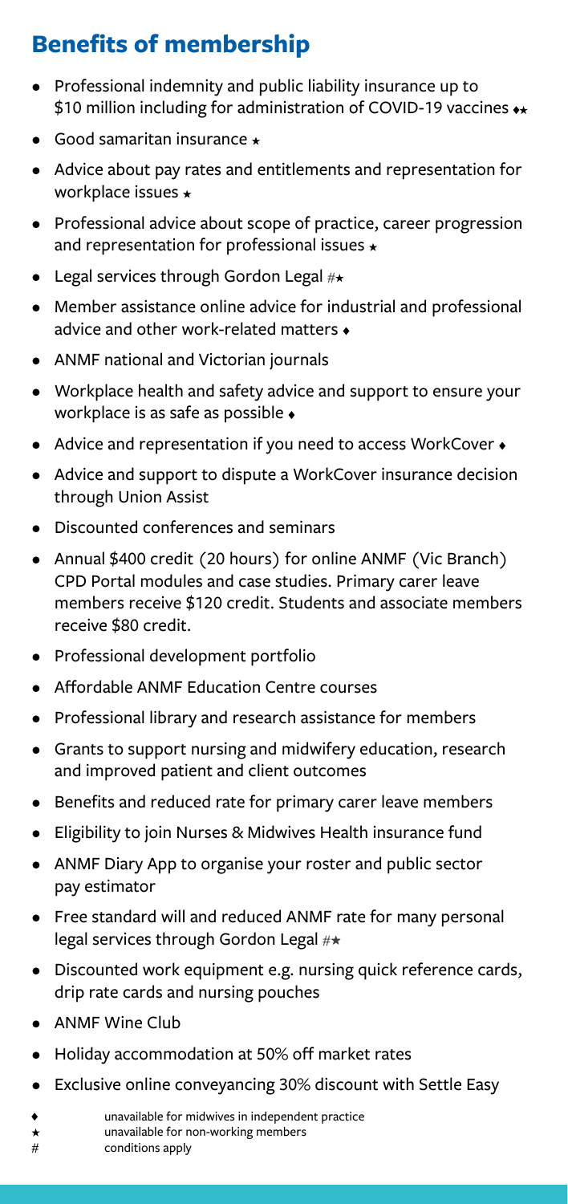## Benefits of membership

- Professional indemnity and public liability insurance up to $10 million including for administration of COVID-19 vaccines ♦★
- Good samaritan insurance ★
- Advice about pay rates and entitlements and representation for workplace issues ★
- Professional advice about scope of practice, career progression and representation for professional issues ★
- Legal services through Gordon Legal #★
- Member assistance online advice for industrial and professional advice and other work-related matters ♦
- ANMF national and Victorian journals
- Workplace health and safety advice and support to ensure your workplace is as safe as possible ♦
- Advice and representation if you need to access WorkCover ♦
- Advice and support to dispute a WorkCover insurance decision through Union Assist
- Discounted conferences and seminars
- Annual $400 credit (20 hours) for online ANMF (Vic Branch) CPD Portal modules and case studies. Primary carer leave members receive $120 credit. Students and associate members receive $80 credit.
- Professional development portfolio
- Affordable ANMF Education Centre courses
- Professional library and research assistance for members
- Grants to support nursing and midwifery education, research and improved patient and client outcomes
- Benefits and reduced rate for primary carer leave members
- Eligibility to join Nurses & Midwives Health insurance fund
- ANMF Diary App to organise your roster and public sector pay estimator
- Free standard will and reduced ANMF rate for many personal legal services through Gordon Legal #★
- Discounted work equipment e.g. nursing quick reference cards, drip rate cards and nursing pouches
- ANMF Wine Club
- Holiday accommodation at 50% off market rates
- Exclusive online conveyancing 30% discount with Settle Easy

♦ unavailable for midwives in independent practice
★ unavailable for non-working members
# conditions apply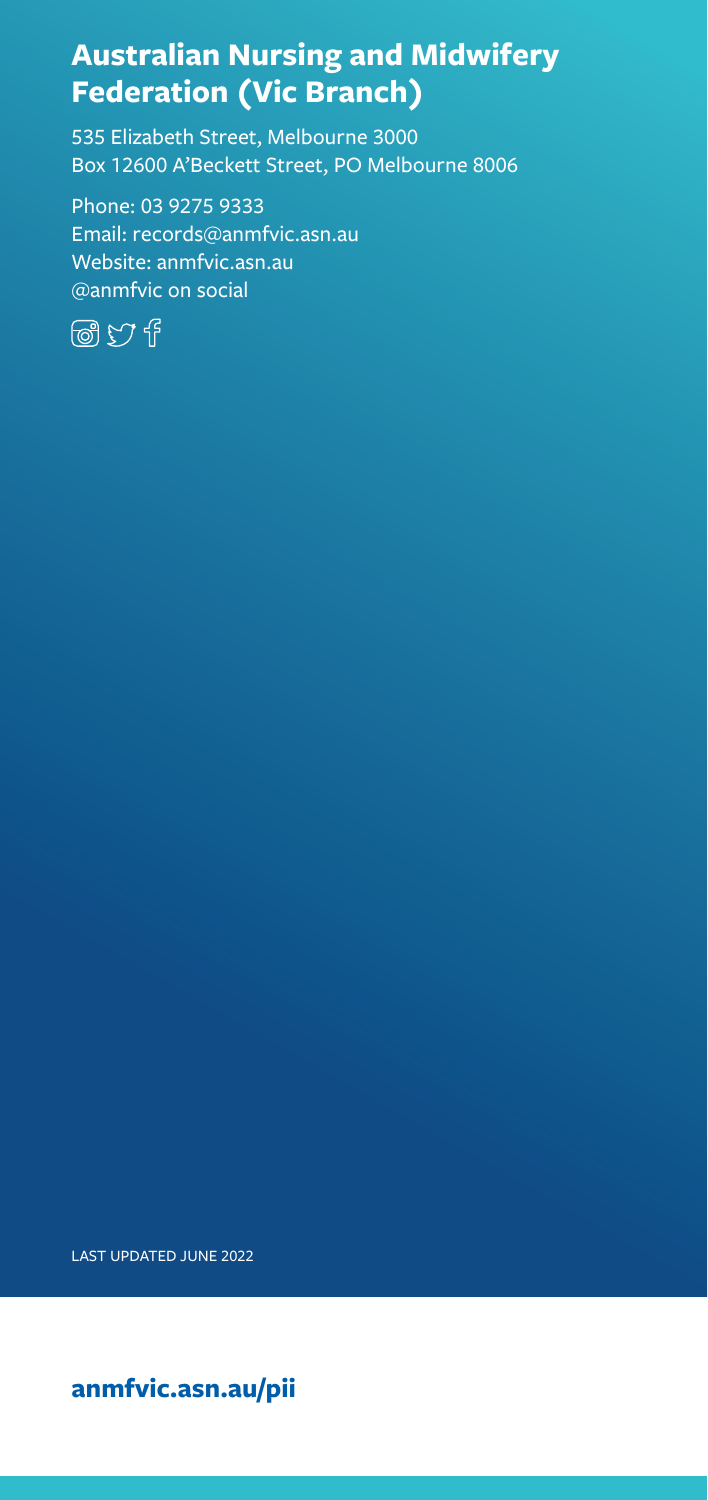## Australian Nursing and Midwifery Federation (Vic Branch)

535 Elizabeth Street, Melbourne 3000
Box 12600 A'Beckett Street, PO Melbourne 8006

Phone: 03 9275 9333
Email: records@anmfvic.asn.au
Website: anmfvic.asn.au
@anmfvic on social

LAST UPDATED JUNE 2022

**anmfvic.asn.au/pii**